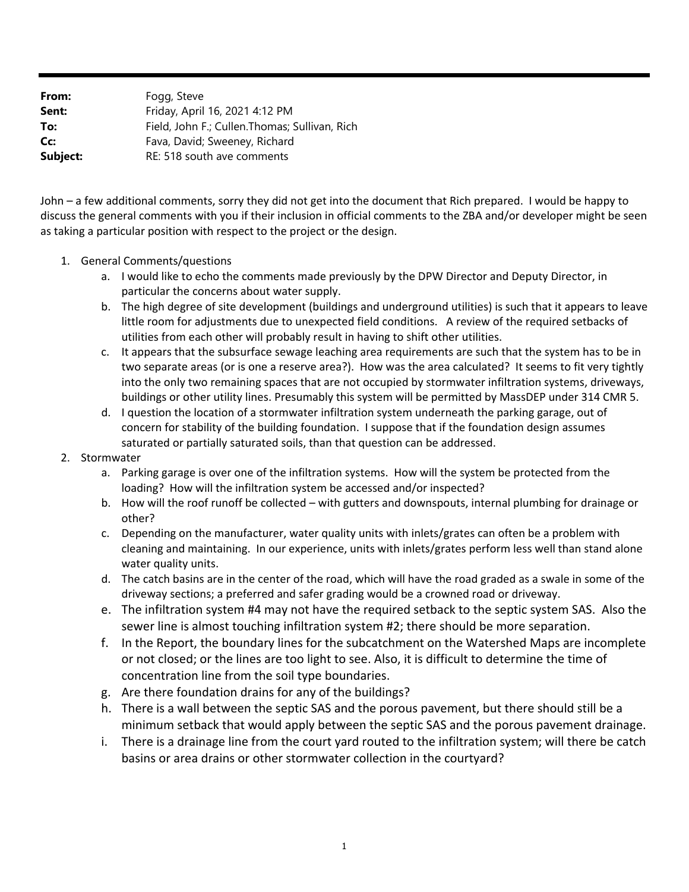**From:** Fogg, Steve
**Sent:** Friday, April 16, 2021 4:12 PM
**To:** Field, John F.; Cullen.Thomas; Sullivan, Rich
**Cc:** Fava, David; Sweeney, Richard
**Subject:** RE: 518 south ave comments

John – a few additional comments, sorry they did not get into the document that Rich prepared. I would be happy to discuss the general comments with you if their inclusion in official comments to the ZBA and/or developer might be seen as taking a particular position with respect to the project or the design.

1. General Comments/questions
   a. I would like to echo the comments made previously by the DPW Director and Deputy Director, in particular the concerns about water supply.
   b. The high degree of site development (buildings and underground utilities) is such that it appears to leave little room for adjustments due to unexpected field conditions. A review of the required setbacks of utilities from each other will probably result in having to shift other utilities.
   c. It appears that the subsurface sewage leaching area requirements are such that the system has to be in two separate areas (or is one a reserve area?). How was the area calculated? It seems to fit very tightly into the only two remaining spaces that are not occupied by stormwater infiltration systems, driveways, buildings or other utility lines. Presumably this system will be permitted by MassDEP under 314 CMR 5.
   d. I question the location of a stormwater infiltration system underneath the parking garage, out of concern for stability of the building foundation. I suppose that if the foundation design assumes saturated or partially saturated soils, than that question can be addressed.
2. Stormwater
   a. Parking garage is over one of the infiltration systems. How will the system be protected from the loading? How will the infiltration system be accessed and/or inspected?
   b. How will the roof runoff be collected – with gutters and downspouts, internal plumbing for drainage or other?
   c. Depending on the manufacturer, water quality units with inlets/grates can often be a problem with cleaning and maintaining. In our experience, units with inlets/grates perform less well than stand alone water quality units.
   d. The catch basins are in the center of the road, which will have the road graded as a swale in some of the driveway sections; a preferred and safer grading would be a crowned road or driveway.
   e. The infiltration system #4 may not have the required setback to the septic system SAS. Also the sewer line is almost touching infiltration system #2; there should be more separation.
   f. In the Report, the boundary lines for the subcatchment on the Watershed Maps are incomplete or not closed; or the lines are too light to see. Also, it is difficult to determine the time of concentration line from the soil type boundaries.
   g. Are there foundation drains for any of the buildings?
   h. There is a wall between the septic SAS and the porous pavement, but there should still be a minimum setback that would apply between the septic SAS and the porous pavement drainage.
   i. There is a drainage line from the court yard routed to the infiltration system; will there be catch basins or area drains or other stormwater collection in the courtyard?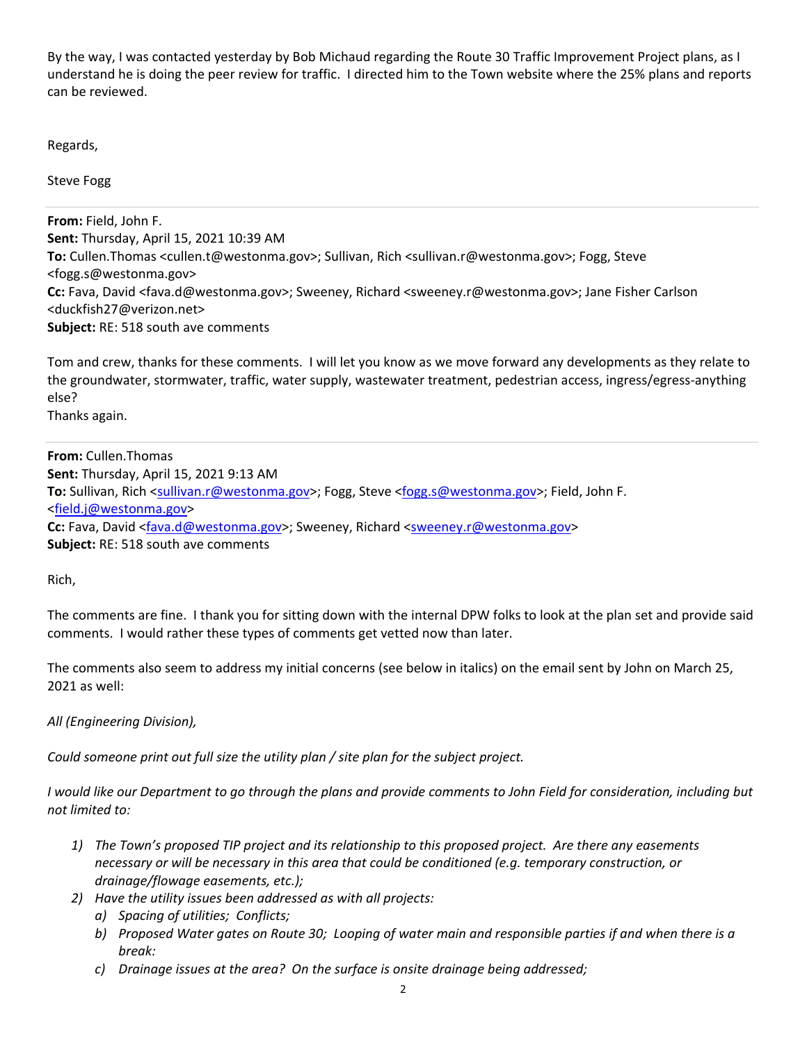By the way, I was contacted yesterday by Bob Michaud regarding the Route 30 Traffic Improvement Project plans, as I understand he is doing the peer review for traffic. I directed him to the Town website where the 25% plans and reports can be reviewed.

Regards,

Steve Fogg

---

**From:** Field, John F.
**Sent:** Thursday, April 15, 2021 10:39 AM
**To:** Cullen.Thomas <cullen.t@westonma.gov>; Sullivan, Rich <sullivan.r@westonma.gov>; Fogg, Steve <fogg.s@westonma.gov>
**Cc:** Fava, David <fava.d@westonma.gov>; Sweeney, Richard <sweeney.r@westonma.gov>; Jane Fisher Carlson <duckfish27@verizon.net>
**Subject:** RE: 518 south ave comments

Tom and crew, thanks for these comments. I will let you know as we move forward any developments as they relate to the groundwater, stormwater, traffic, water supply, wastewater treatment, pedestrian access, ingress/egress-anything else?
Thanks again.

---

**From:** Cullen.Thomas
**Sent:** Thursday, April 15, 2021 9:13 AM
**To:** Sullivan, Rich <sullivan.r@westonma.gov>; Fogg, Steve <fogg.s@westonma.gov>; Field, John F. <field.j@westonma.gov>
**Cc:** Fava, David <fava.d@westonma.gov>; Sweeney, Richard <sweeney.r@westonma.gov>
**Subject:** RE: 518 south ave comments

Rich,

The comments are fine. I thank you for sitting down with the internal DPW folks to look at the plan set and provide said comments. I would rather these types of comments get vetted now than later.

The comments also seem to address my initial concerns (see below in italics) on the email sent by John on March 25, 2021 as well:

*All (Engineering Division),*

*Could someone print out full size the utility plan / site plan for the subject project.*

*I would like our Department to go through the plans and provide comments to John Field for consideration, including but not limited to:*

1) *The Town's proposed TIP project and its relationship to this proposed project. Are there any easements necessary or will be necessary in this area that could be conditioned (e.g. temporary construction, or drainage/flowage easements, etc.);*
2) *Have the utility issues been addressed as with all projects:*
   a) *Spacing of utilities; Conflicts;*
   b) *Proposed Water gates on Route 30; Looping of water main and responsible parties if and when there is a break:*
   c) *Drainage issues at the area? On the surface is onsite drainage being addressed;*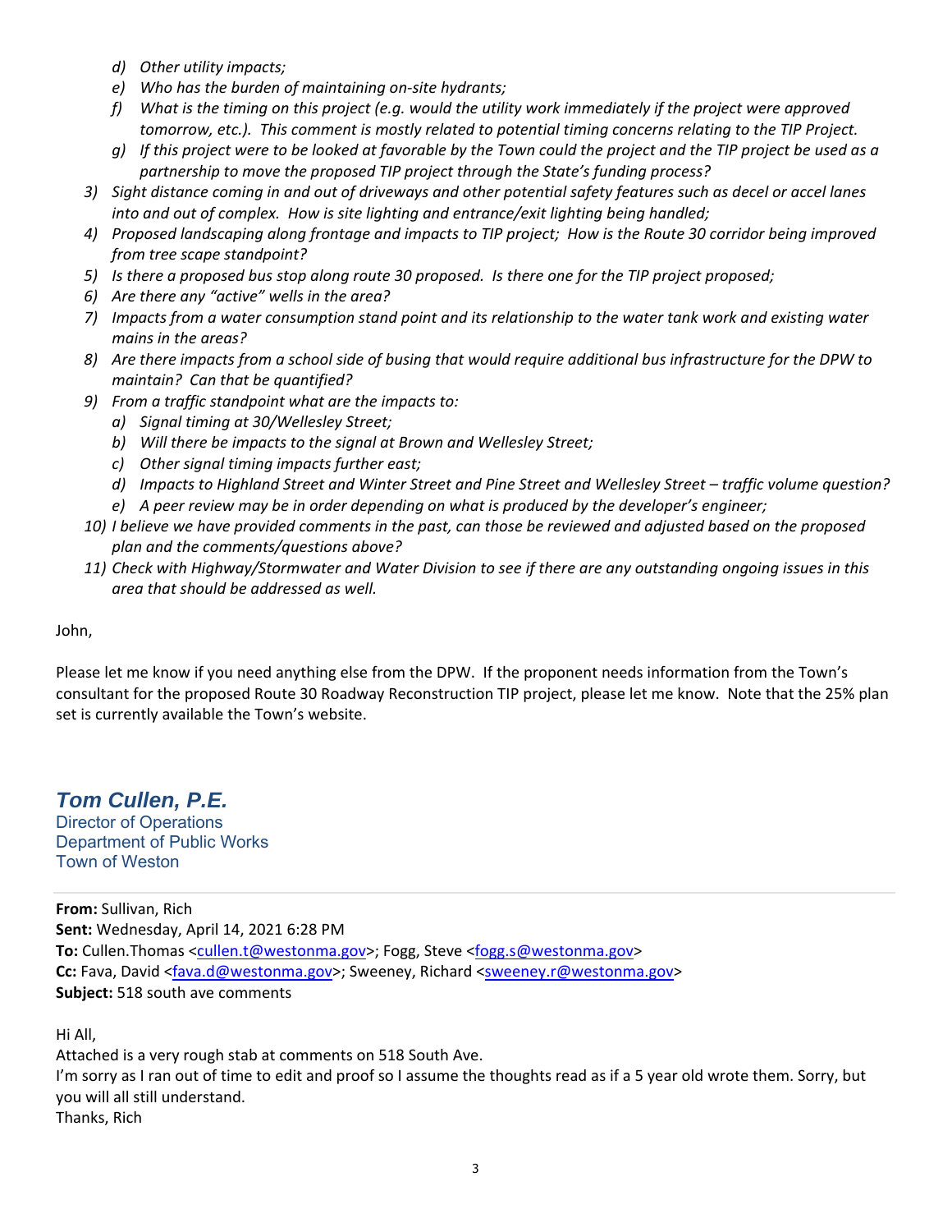*d) Other utility impacts;*

*e) Who has the burden of maintaining on-site hydrants;*

*f) What is the timing on this project (e.g. would the utility work immediately if the project were approved tomorrow, etc.). This comment is mostly related to potential timing concerns relating to the TIP Project.*

*g) If this project were to be looked at favorable by the Town could the project and the TIP project be used as a partnership to move the proposed TIP project through the State's funding process?*

*3) Sight distance coming in and out of driveways and other potential safety features such as decel or accel lanes into and out of complex. How is site lighting and entrance/exit lighting being handled;*

*4) Proposed landscaping along frontage and impacts to TIP project; How is the Route 30 corridor being improved from tree scape standpoint?*

*5) Is there a proposed bus stop along route 30 proposed. Is there one for the TIP project proposed;*

*6) Are there any "active" wells in the area?*

*7) Impacts from a water consumption stand point and its relationship to the water tank work and existing water mains in the areas?*

*8) Are there impacts from a school side of busing that would require additional bus infrastructure for the DPW to maintain? Can that be quantified?*

*9) From a traffic standpoint what are the impacts to:*

*a) Signal timing at 30/Wellesley Street;*

*b) Will there be impacts to the signal at Brown and Wellesley Street;*

*c) Other signal timing impacts further east;*

*d) Impacts to Highland Street and Winter Street and Pine Street and Wellesley Street – traffic volume question?*

*e) A peer review may be in order depending on what is produced by the developer's engineer;*

*10) I believe we have provided comments in the past, can those be reviewed and adjusted based on the proposed plan and the comments/questions above?*

*11) Check with Highway/Stormwater and Water Division to see if there are any outstanding ongoing issues in this area that should be addressed as well.*

John,

Please let me know if you need anything else from the DPW. If the proponent needs information from the Town's consultant for the proposed Route 30 Roadway Reconstruction TIP project, please let me know. Note that the 25% plan set is currently available the Town's website.

***Tom Cullen, P.E.***
Director of Operations
Department of Public Works
Town of Weston

---

**From:** Sullivan, Rich
**Sent:** Wednesday, April 14, 2021 6:28 PM
**To:** Cullen.Thomas <cullen.t@westonma.gov>; Fogg, Steve <fogg.s@westonma.gov>
**Cc:** Fava, David <fava.d@westonma.gov>; Sweeney, Richard <sweeney.r@westonma.gov>
**Subject:** 518 south ave comments

Hi All,
Attached is a very rough stab at comments on 518 South Ave.
I'm sorry as I ran out of time to edit and proof so I assume the thoughts read as if a 5 year old wrote them. Sorry, but you will all still understand.
Thanks, Rich